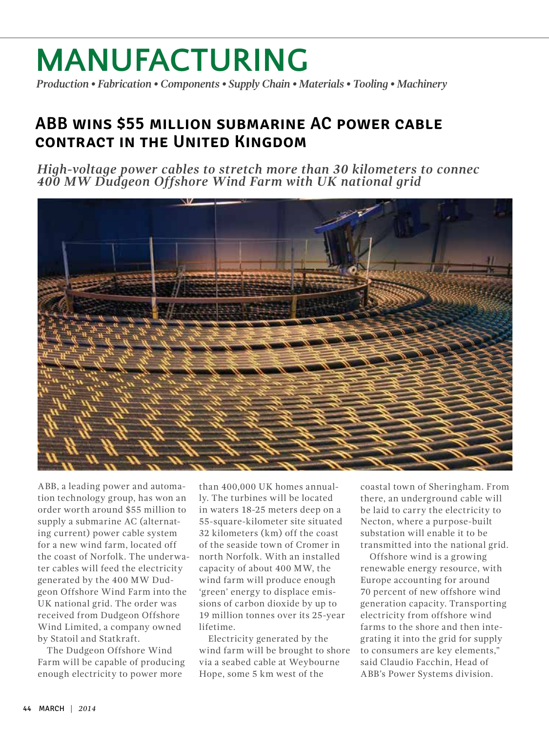# MANUFACTURING

*Production • Fabrication • Components • Supply Chain • Materials • Tooling • Machinery*

## ABB wins $55 million submarine AC power cable contract in the United Kingdom

*High-voltage power cables to stretch more than 30 kilometers to connec 400 MW Dudgeon Offshore Wind Farm with UK national grid*

ABB, a leading power and automation technology group, has won an order worth around $55 million to supply a submarine AC (alternating current) power cable system for a new wind farm, located off the coast of Norfolk. The underwater cables will feed the electricity generated by the 400 MW Dudgeon Offshore Wind Farm into the UK national grid. The order was received from Dudgeon Offshore Wind Limited, a company owned by Statoil and Statkraft.

The Dudgeon Offshore Wind Farm will be capable of producing enough electricity to power more than 400,000 UK homes annually. The turbines will be located in waters 18-25 meters deep on a 55-square-kilometer site situated 32 kilometers (km) off the coast of the seaside town of Cromer in north Norfolk. With an installed capacity of about 400 MW, the wind farm will produce enough 'green' energy to displace emissions of carbon dioxide by up to 19 million tonnes over its 25-year lifetime.

Electricity generated by the wind farm will be brought to shore via a seabed cable at Weybourne Hope, some 5 km west of the coastal town of Sheringham. From there, an underground cable will be laid to carry the electricity to Necton, where a purpose-built substation will enable it to be transmitted into the national grid.

Offshore wind is a growing renewable energy resource, with Europe accounting for around 70 percent of new offshore wind generation capacity. Transporting electricity from offshore wind farms to the shore and then integrating it into the grid for supply to consumers are key elements," said Claudio Facchin, Head of ABB's Power Systems division.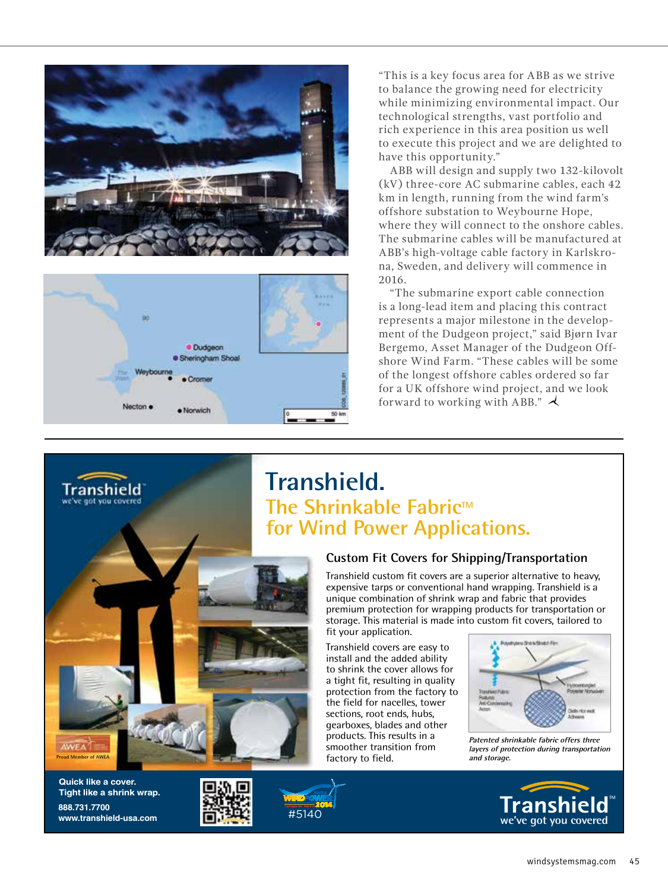"This is a key focus area for ABB as we strive to balance the growing need for electricity while minimizing environmental impact. Our technological strengths, vast portfolio and rich experience in this area position us well to execute this project and we are delighted to have this opportunity."

ABB will design and supply two 132-kilovolt (kV) three-core AC submarine cables, each 42 km in length, running from the wind farm's offshore substation to Weybourne Hope, where they will connect to the onshore cables. The submarine cables will be manufactured at ABB's high-voltage cable factory in Karlskrona, Sweden, and delivery will commence in 2016.

"The submarine export cable connection is a long-lead item and placing this contract represents a major milestone in the development of the Dudgeon project," said Bjørn Ivar Bergemo, Asset Manager of the Dudgeon Offshore Wind Farm. "These cables will be some of the longest offshore cables ordered so far for a UK offshore wind project, and we look forward to working with ABB."

# Transhield.

## The Shrinkable Fabric™ for Wind Power Applications.

### Custom Fit Covers for Shipping/Transportation

Transhield custom fit covers are a superior alternative to heavy, expensive tarps or conventional hand wrapping. Transhield is a unique combination of shrink wrap and fabric that provides premium protection for wrapping products for transportation or storage. This material is made into custom fit covers, tailored to fit your application.

Transhield covers are easy to install and the added ability to shrink the cover allows for a tight fit, resulting in quality protection from the factory to the field for nacelles, tower sections, root ends, hubs, gearboxes, blades and other products. This results in a smoother transition from factory to field.

*Patented shrinkable fabric offers three layers of protection during transportation and storage.*

Transhield we've got you covered

Proud Member of AWEA

Quick like a cover.
Tight like a shrink wrap.

888.731.7700
www.transhield-usa.com

#5140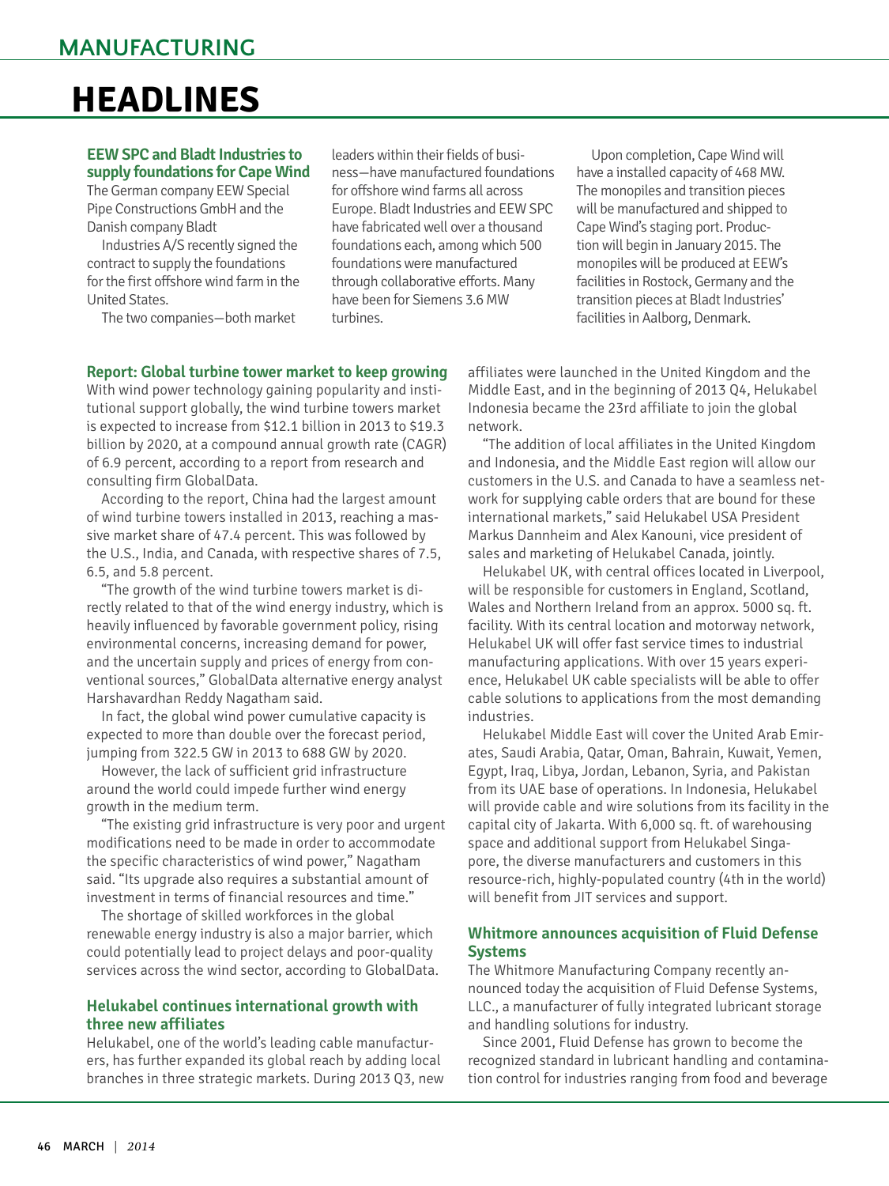# MANUFACTURING HEADLINES

### EEW SPC and Bladt Industries to supply foundations for Cape Wind

The German company EEW Special Pipe Constructions GmbH and the Danish company Bladt Industries A/S recently signed the contract to supply the foundations for the first offshore wind farm in the United States.

The two companies—both market leaders within their fields of business—have manufactured foundations for offshore wind farms all across Europe. Bladt Industries and EEW SPC have fabricated well over a thousand foundations each, among which 500 foundations were manufactured through collaborative efforts. Many have been for Siemens 3.6 MW turbines.

Upon completion, Cape Wind will have a installed capacity of 468 MW. The monopiles and transition pieces will be manufactured and shipped to Cape Wind's staging port. Production will begin in January 2015. The monopiles will be produced at EEW's facilities in Rostock, Germany and the transition pieces at Bladt Industries' facilities in Aalborg, Denmark.

### Report: Global turbine tower market to keep growing

With wind power technology gaining popularity and institutional support globally, the wind turbine towers market is expected to increase from $12.1 billion in 2013 to $19.3 billion by 2020, at a compound annual growth rate (CAGR) of 6.9 percent, according to a report from research and consulting firm GlobalData.

According to the report, China had the largest amount of wind turbine towers installed in 2013, reaching a massive market share of 47.4 percent. This was followed by the U.S., India, and Canada, with respective shares of 7.5, 6.5, and 5.8 percent.

"The growth of the wind turbine towers market is directly related to that of the wind energy industry, which is heavily influenced by favorable government policy, rising environmental concerns, increasing demand for power, and the uncertain supply and prices of energy from conventional sources," GlobalData alternative energy analyst Harshavardhan Reddy Nagatham said.

In fact, the global wind power cumulative capacity is expected to more than double over the forecast period, jumping from 322.5 GW in 2013 to 688 GW by 2020.

However, the lack of sufficient grid infrastructure around the world could impede further wind energy growth in the medium term.

"The existing grid infrastructure is very poor and urgent modifications need to be made in order to accommodate the specific characteristics of wind power," Nagatham said. "Its upgrade also requires a substantial amount of investment in terms of financial resources and time."

The shortage of skilled workforces in the global renewable energy industry is also a major barrier, which could potentially lead to project delays and poor-quality services across the wind sector, according to GlobalData.

### Helukabel continues international growth with three new affiliates

Helukabel, one of the world's leading cable manufacturers, has further expanded its global reach by adding local branches in three strategic markets. During 2013 Q3, new affiliates were launched in the United Kingdom and the Middle East, and in the beginning of 2013 Q4, Helukabel Indonesia became the 23rd affiliate to join the global network.

"The addition of local affiliates in the United Kingdom and Indonesia, and the Middle East region will allow our customers in the U.S. and Canada to have a seamless network for supplying cable orders that are bound for these international markets," said Helukabel USA President Markus Dannheim and Alex Kanouni, vice president of sales and marketing of Helukabel Canada, jointly.

Helukabel UK, with central offices located in Liverpool, will be responsible for customers in England, Scotland, Wales and Northern Ireland from an approx. 5000 sq. ft. facility. With its central location and motorway network, Helukabel UK will offer fast service times to industrial manufacturing applications. With over 15 years experience, Helukabel UK cable specialists will be able to offer cable solutions to applications from the most demanding industries.

Helukabel Middle East will cover the United Arab Emirates, Saudi Arabia, Qatar, Oman, Bahrain, Kuwait, Yemen, Egypt, Iraq, Libya, Jordan, Lebanon, Syria, and Pakistan from its UAE base of operations. In Indonesia, Helukabel will provide cable and wire solutions from its facility in the capital city of Jakarta. With 6,000 sq. ft. of warehousing space and additional support from Helukabel Singapore, the diverse manufacturers and customers in this resource-rich, highly-populated country (4th in the world) will benefit from JIT services and support.

### Whitmore announces acquisition of Fluid Defense Systems

The Whitmore Manufacturing Company recently announced today the acquisition of Fluid Defense Systems, LLC., a manufacturer of fully integrated lubricant storage and handling solutions for industry.

Since 2001, Fluid Defense has grown to become the recognized standard in lubricant handling and contamination control for industries ranging from food and beverage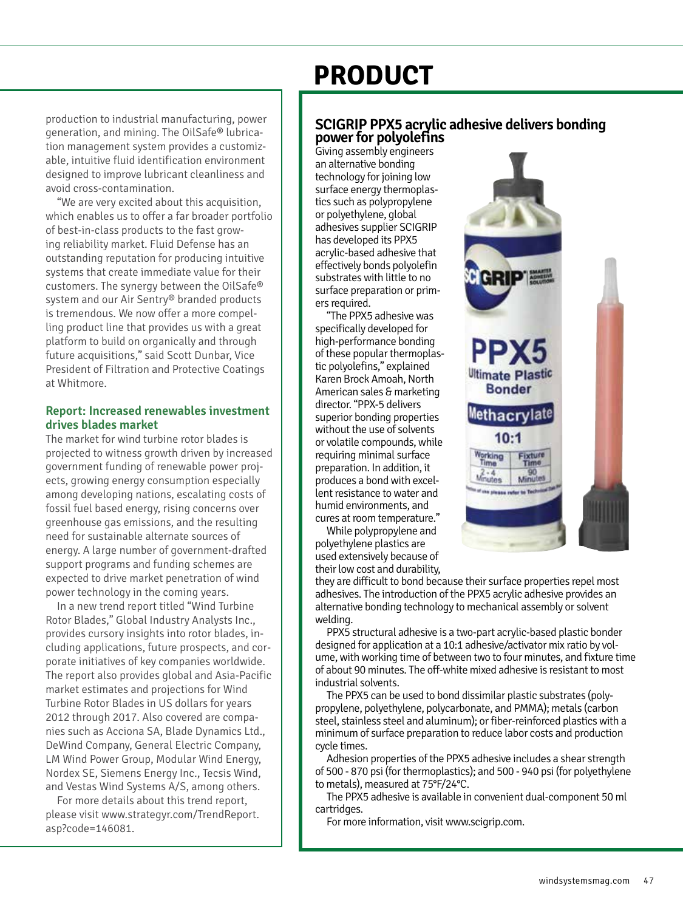production to industrial manufacturing, power generation, and mining. The OilSafe® lubrication management system provides a customizable, intuitive fluid identification environment designed to improve lubricant cleanliness and avoid cross-contamination.

"We are very excited about this acquisition, which enables us to offer a far broader portfolio of best-in-class products to the fast growing reliability market. Fluid Defense has an outstanding reputation for producing intuitive systems that create immediate value for their customers. The synergy between the OilSafe® system and our Air Sentry® branded products is tremendous. We now offer a more compelling product line that provides us with a great platform to build on organically and through future acquisitions," said Scott Dunbar, Vice President of Filtration and Protective Coatings at Whitmore.

### Report: Increased renewables investment drives blades market

The market for wind turbine rotor blades is projected to witness growth driven by increased government funding of renewable power projects, growing energy consumption especially among developing nations, escalating costs of fossil fuel based energy, rising concerns over greenhouse gas emissions, and the resulting need for sustainable alternate sources of energy. A large number of government-drafted support programs and funding schemes are expected to drive market penetration of wind power technology in the coming years.

In a new trend report titled "Wind Turbine Rotor Blades," Global Industry Analysts Inc., provides cursory insights into rotor blades, including applications, future prospects, and corporate initiatives of key companies worldwide. The report also provides global and Asia-Pacific market estimates and projections for Wind Turbine Rotor Blades in US dollars for years 2012 through 2017. Also covered are companies such as Acciona SA, Blade Dynamics Ltd., DeWind Company, General Electric Company, LM Wind Power Group, Modular Wind Energy, Nordex SE, Siemens Energy Inc., Tecsis Wind, and Vestas Wind Systems A/S, among others.

For more details about this trend report, please visit www.strategyr.com/TrendReport.asp?code=146081.

# PRODUCT

### SCIGRIP PPX5 acrylic adhesive delivers bonding power for polyolefins

Giving assembly engineers an alternative bonding technology for joining low surface energy thermoplastics such as polypropylene or polyethylene, global adhesives supplier SCIGRIP has developed its PPX5 acrylic-based adhesive that effectively bonds polyolefin substrates with little to no surface preparation or primers required.

"The PPX5 adhesive was specifically developed for high-performance bonding of these popular thermoplastic polyolefins," explained Karen Brock Amoah, North American sales & marketing director. "PPX-5 delivers superior bonding properties without the use of solvents or volatile compounds, while requiring minimal surface preparation. In addition, it produces a bond with excellent resistance to water and humid environments, and cures at room temperature."

While polypropylene and polyethylene plastics are used extensively because of their low cost and durability, they are difficult to bond because their surface properties repel most adhesives. The introduction of the PPX5 acrylic adhesive provides an alternative bonding technology to mechanical assembly or solvent welding.

PPX5 structural adhesive is a two-part acrylic-based plastic bonder designed for application at a 10:1 adhesive/activator mix ratio by volume, with working time of between two to four minutes, and fixture time of about 90 minutes. The off-white mixed adhesive is resistant to most industrial solvents.

The PPX5 can be used to bond dissimilar plastic substrates (polypropylene, polyethylene, polycarbonate, and PMMA); metals (carbon steel, stainless steel and aluminum); or fiber-reinforced plastics with a minimum of surface preparation to reduce labor costs and production cycle times.

Adhesion properties of the PPX5 adhesive includes a shear strength of 500 - 870 psi (for thermoplastics); and 500 - 940 psi (for polyethylene to metals), measured at 75°F/24°C.

The PPX5 adhesive is available in convenient dual-component 50 ml cartridges.

For more information, visit www.scigrip.com.